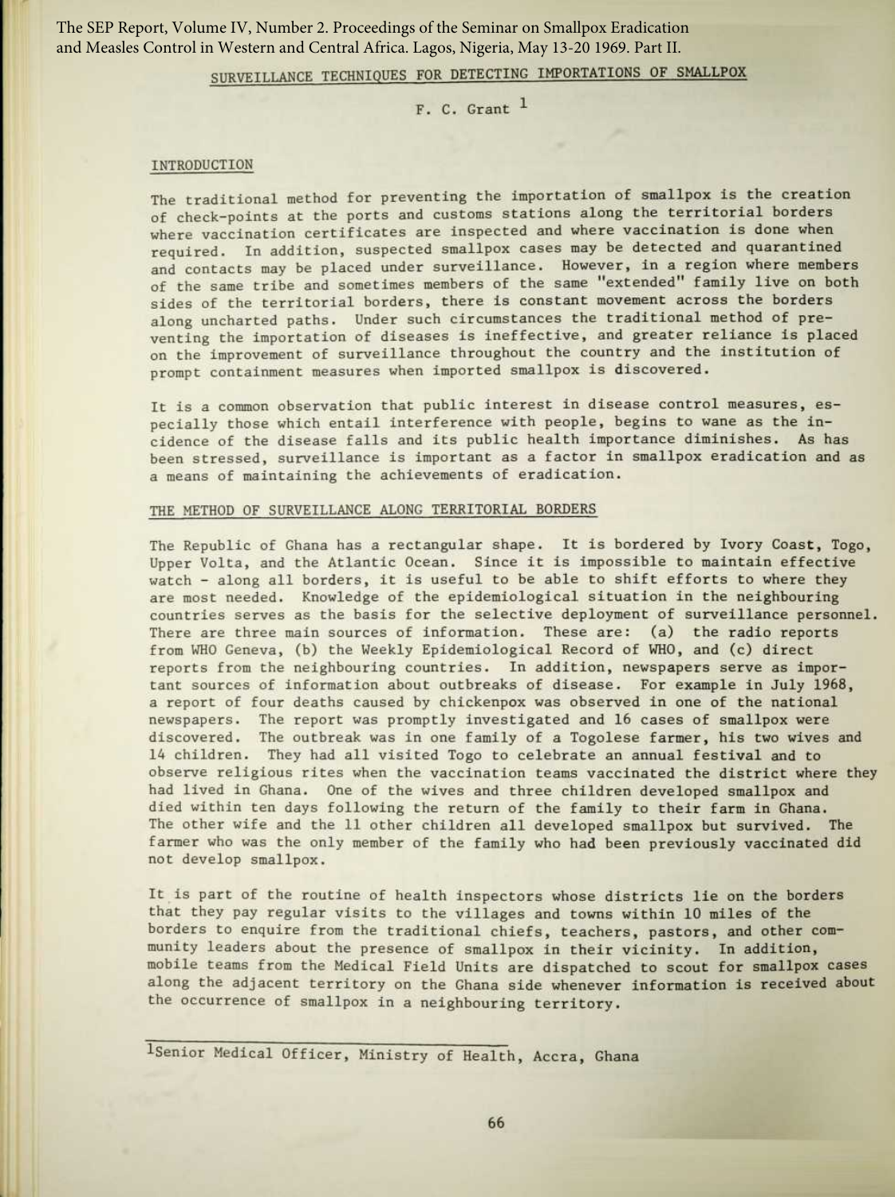# SURVEILLANCE TECHNIQUES FOR DETECTING IMPORTATIONS OF SMALLPOX

F. C. Grant [1]

## INTRODUCTION

The traditional method for preventing the importation of smallpox is the creation of check-points at the ports and customs stations along the territorial borders where vaccination certificates are inspected and where vaccination is done when required. In addition, suspected smallpox cases may be detected and quarantined and contacts may be placed under surveillance. However, in a region where members of the same tribe and sometimes members of the same "extended" family live on both sides of the territorial borders, there is constant movement across the borders along uncharted paths. Under such circumstances the traditional method of preventing the importation of diseases is ineffective, and greater reliance is placed on the improvement of surveillance throughout the country and the institution of prompt containment measures when imported smallpox is discovered.

It is a common observation that public interest in disease control measures, especially those which entail interference with people, begins to wane as the incidence of the disease falls and its public health importance diminishes. As has been stressed, surveillance is important as a factor in smallpox eradication and as a means of maintaining the achievements of eradication.

## THE METHOD OF SURVEILLANCE ALONG TERRITORIAL BORDERS

The Republic of Ghana has a rectangular shape. It is bordered by Ivory Coast, Togo, Upper Volta, and the Atlantic Ocean. Since it is impossible to maintain effective watch - along all borders, it is useful to be able to shift efforts to where they are most needed. Knowledge of the epidemiological situation in the neighbouring countries serves as the basis for the selective deployment of surveillance personnel. There are three main sources of information. These are: (a) the radio reports from WHO Geneva, (b) the Weekly Epidemiological Record of WHO, and (c) direct reports from the neighbouring countries. In addition, newspapers serve as important sources of information about outbreaks of disease. For example in July 1968, a report of four deaths caused by chickenpox was observed in one of the national newspapers. The report was promptly investigated and 16 cases of smallpox were discovered. The outbreak was in one family of a Togolese farmer, his two wives and 14 children. They had all visited Togo to celebrate an annual festival and to observe religious rites when the vaccination teams vaccinated the district where they had lived in Ghana. One of the wives and three children developed smallpox and died within ten days following the return of the family to their farm in Ghana. The other wife and the 11 other children all developed smallpox but survived. The farmer who was the only member of the family who had been previously vaccinated did not develop smallpox.

It is part of the routine of health inspectors whose districts lie on the borders that they pay regular visits to the villages and towns within 10 miles of the borders to enquire from the traditional chiefs, teachers, pastors, and other community leaders about the presence of smallpox in their vicinity. In addition, mobile teams from the Medical Field Units are dispatched to scout for smallpox cases along the adjacent territory on the Ghana side whenever information is received about the occurrence of smallpox in a neighbouring territory.

[1] Senior Medical Officer, Ministry of Health, Accra, Ghana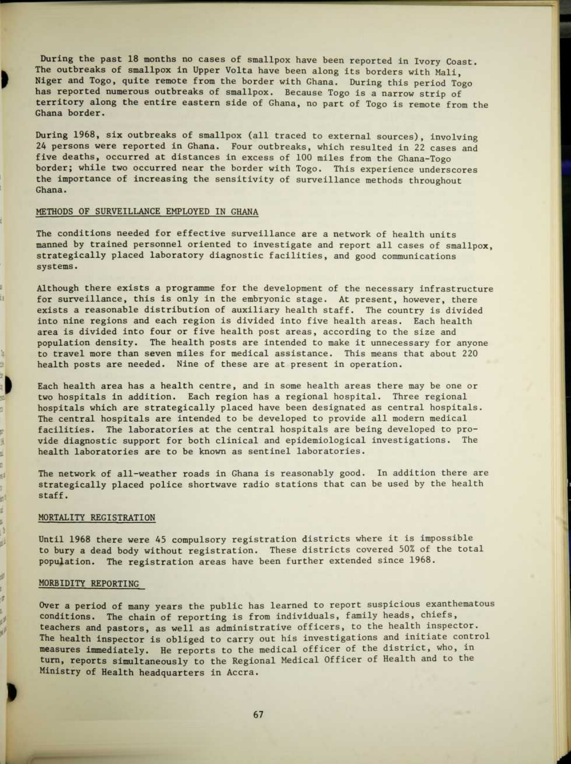During the past 18 months no cases of smallpox have been reported in Ivory Coast. The outbreaks of smallpox in Upper Volta have been along its borders with Mali, Niger and Togo, quite remote from the border with Ghana. During this period Togo has reported numerous outbreaks of smallpox. Because Togo is a narrow strip of territory along the entire eastern side of Ghana, no part of Togo is remote from the Ghana border.

During 1968, six outbreaks of smallpox (all traced to external sources), involving 24 persons were reported in Ghana. Four outbreaks, which resulted in 22 cases and five deaths, occurred at distances in excess of 100 miles from the Ghana-Togo border; while two occurred near the border with Togo. This experience underscores the importance of increasing the sensitivity of surveillance methods throughout Ghana.

## METHODS OF SURVEILLANCE EMPLOYED IN GHANA

The conditions needed for effective surveillance are a network of health units manned by trained personnel oriented to investigate and report all cases of smallpox, strategically placed laboratory diagnostic facilities, and good communications systems.

Although there exists a programme for the development of the necessary infrastructure for surveillance, this is only in the embryonic stage. At present, however, there exists a reasonable distribution of auxiliary health staff. The country is divided into nine regions and each region is divided into five health areas. Each health area is divided into four or five health post areas, according to the size and population density. The health posts are intended to make it unnecessary for anyone to travel more than seven miles for medical assistance. This means that about 220 health posts are needed. Nine of these are at present in operation.

Each health area has a health centre, and in some health areas there may be one or two hospitals in addition. Each region has a regional hospital. Three regional hospitals which are strategically placed have been designated as central hospitals. The central hospitals are intended to be developed to provide all modern medical facilities. The laboratories at the central hospitals are being developed to provide diagnostic support for both clinical and epidemiological investigations. The health laboratories are to be known as sentinel laboratories.

The network of all-weather roads in Ghana is reasonably good. In addition there are strategically placed police shortwave radio stations that can be used by the health staff.

## MORTALITY REGISTRATION

Until 1968 there were 45 compulsory registration districts where it is impossible to bury a dead body without registration. These districts covered 50% of the total population. The registration areas have been further extended since 1968.

## MORBIDITY REPORTING

Over a period of many years the public has learned to report suspicious exanthematous conditions. The chain of reporting is from individuals, family heads, chiefs, teachers and pastors, as well as administrative officers, to the health inspector. The health inspector is obliged to carry out his investigations and initiate control measures immediately. He reports to the medical officer of the district, who, in turn, reports simultaneously to the Regional Medical Officer of Health and to the Ministry of Health headquarters in Accra.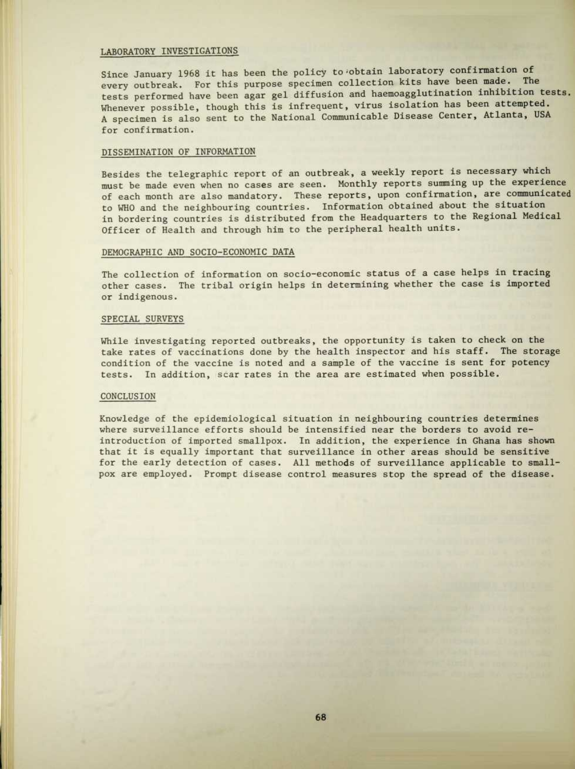## LABORATORY INVESTIGATIONS

Since January 1968 it has been the policy to obtain laboratory confirmation of every outbreak. For this purpose specimen collection kits have been made. The tests performed have been agar gel diffusion and haemoagglutination inhibition tests. Whenever possible, though this is infrequent, virus isolation has been attempted. A specimen is also sent to the National Communicable Disease Center, Atlanta, USA for confirmation.

## DISSEMINATION OF INFORMATION

Besides the telegraphic report of an outbreak, a weekly report is necessary which must be made even when no cases are seen. Monthly reports summing up the experience of each month are also mandatory. These reports, upon confirmation, are communicated to WHO and the neighbouring countries. Information obtained about the situation in bordering countries is distributed from the Headquarters to the Regional Medical Officer of Health and through him to the peripheral health units.

## DEMOGRAPHIC AND SOCIO-ECONOMIC DATA

The collection of information on socio-economic status of a case helps in tracing other cases. The tribal origin helps in determining whether the case is imported or indigenous.

## SPECIAL SURVEYS

While investigating reported outbreaks, the opportunity is taken to check on the take rates of vaccinations done by the health inspector and his staff. The storage condition of the vaccine is noted and a sample of the vaccine is sent for potency tests. In addition, scar rates in the area are estimated when possible.

## CONCLUSION

Knowledge of the epidemiological situation in neighbouring countries determines where surveillance efforts should be intensified near the borders to avoid re-introduction of imported smallpox. In addition, the experience in Ghana has shown that it is equally important that surveillance in other areas should be sensitive for the early detection of cases. All methods of surveillance applicable to small-pox are employed. Prompt disease control measures stop the spread of the disease.